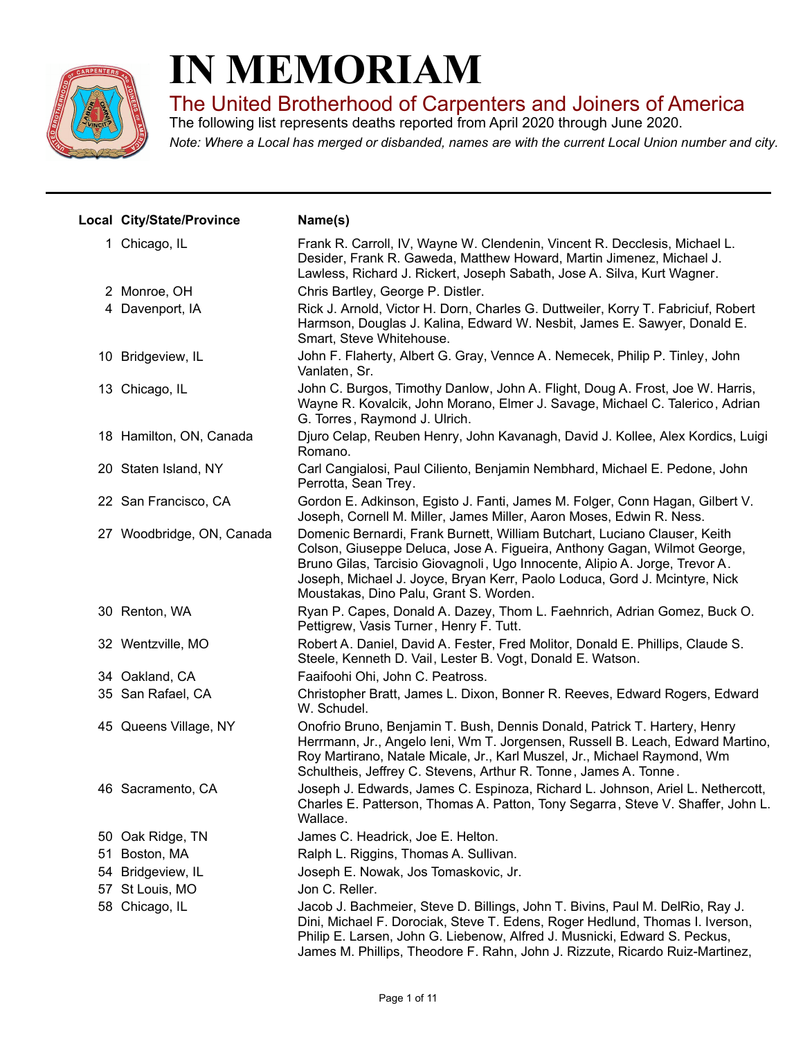# IN MEMORIAM

## The United Brotherhood of Carpenters and Joiners of America

The following list represents deaths reported from April 2020 through June 2020.

*Note: Where a Local has merged or disbanded, names are with the current Local Union number and city.*

| Local | City/State/Province | Name(s) |
|---|---|---|
| 1 | Chicago, IL | Frank R. Carroll, IV, Wayne W. Clendenin, Vincent R. Decclesis, Michael L. Desider, Frank R. Gaweda, Matthew Howard, Martin Jimenez, Michael J. Lawless, Richard J. Rickert, Joseph Sabath, Jose A. Silva, Kurt Wagner. |
| 2 | Monroe, OH | Chris Bartley, George P. Distler. |
| 4 | Davenport, IA | Rick J. Arnold, Victor H. Dorn, Charles G. Duttweiler, Korry T. Fabriciuf, Robert Harmson, Douglas J. Kalina, Edward W. Nesbit, James E. Sawyer, Donald E. Smart, Steve Whitehouse. |
| 10 | Bridgeview, IL | John F. Flaherty, Albert G. Gray, Vennce A. Nemecek, Philip P. Tinley, John Vanlaten, Sr. |
| 13 | Chicago, IL | John C. Burgos, Timothy Danlow, John A. Flight, Doug A. Frost, Joe W. Harris, Wayne R. Kovalcik, John Morano, Elmer J. Savage, Michael C. Talerico, Adrian G. Torres, Raymond J. Ulrich. |
| 18 | Hamilton, ON, Canada | Djuro Celap, Reuben Henry, John Kavanagh, David J. Kollee, Alex Kordics, Luigi Romano. |
| 20 | Staten Island, NY | Carl Cangialosi, Paul Ciliento, Benjamin Nembhard, Michael E. Pedone, John Perrotta, Sean Trey. |
| 22 | San Francisco, CA | Gordon E. Adkinson, Egisto J. Fanti, James M. Folger, Conn Hagan, Gilbert V. Joseph, Cornell M. Miller, James Miller, Aaron Moses, Edwin R. Ness. |
| 27 | Woodbridge, ON, Canada | Domenic Bernardi, Frank Burnett, William Butchart, Luciano Clauser, Keith Colson, Giuseppe Deluca, Jose A. Figueira, Anthony Gagan, Wilmot George, Bruno Gilas, Tarcisio Giovagnoli, Ugo Innocente, Alipio A. Jorge, Trevor A. Joseph, Michael J. Joyce, Bryan Kerr, Paolo Loduca, Gord J. Mcintyre, Nick Moustakas, Dino Palu, Grant S. Worden. |
| 30 | Renton, WA | Ryan P. Capes, Donald A. Dazey, Thom L. Faehnrich, Adrian Gomez, Buck O. Pettigrew, Vasis Turner, Henry F. Tutt. |
| 32 | Wentzville, MO | Robert A. Daniel, David A. Fester, Fred Molitor, Donald E. Phillips, Claude S. Steele, Kenneth D. Vail, Lester B. Vogt, Donald E. Watson. |
| 34 | Oakland, CA | Faaifoohi Ohi, John C. Peatross. |
| 35 | San Rafael, CA | Christopher Bratt, James L. Dixon, Bonner R. Reeves, Edward Rogers, Edward W. Schudel. |
| 45 | Queens Village, NY | Onofrio Bruno, Benjamin T. Bush, Dennis Donald, Patrick T. Hartery, Henry Herrmann, Jr., Angelo Ieni, Wm T. Jorgensen, Russell B. Leach, Edward Martino, Roy Martirano, Natale Micale, Jr., Karl Muszel, Jr., Michael Raymond, Wm Schultheis, Jeffrey C. Stevens, Arthur R. Tonne, James A. Tonne. |
| 46 | Sacramento, CA | Joseph J. Edwards, James C. Espinoza, Richard L. Johnson, Ariel L. Nethercott, Charles E. Patterson, Thomas A. Patton, Tony Segarra, Steve V. Shaffer, John L. Wallace. |
| 50 | Oak Ridge, TN | James C. Headrick, Joe E. Helton. |
| 51 | Boston, MA | Ralph L. Riggins, Thomas A. Sullivan. |
| 54 | Bridgeview, IL | Joseph E. Nowak, Jos Tomaskovic, Jr. |
| 57 | St Louis, MO | Jon C. Reller. |
| 58 | Chicago, IL | Jacob J. Bachmeier, Steve D. Billings, John T. Bivins, Paul M. DelRio, Ray J. Dini, Michael F. Dorociak, Steve T. Edens, Roger Hedlund, Thomas I. Iverson, Philip E. Larsen, John G. Liebenow, Alfred J. Musnicki, Edward S. Peckus, James M. Phillips, Theodore F. Rahn, John J. Rizzute, Ricardo Ruiz-Martinez, |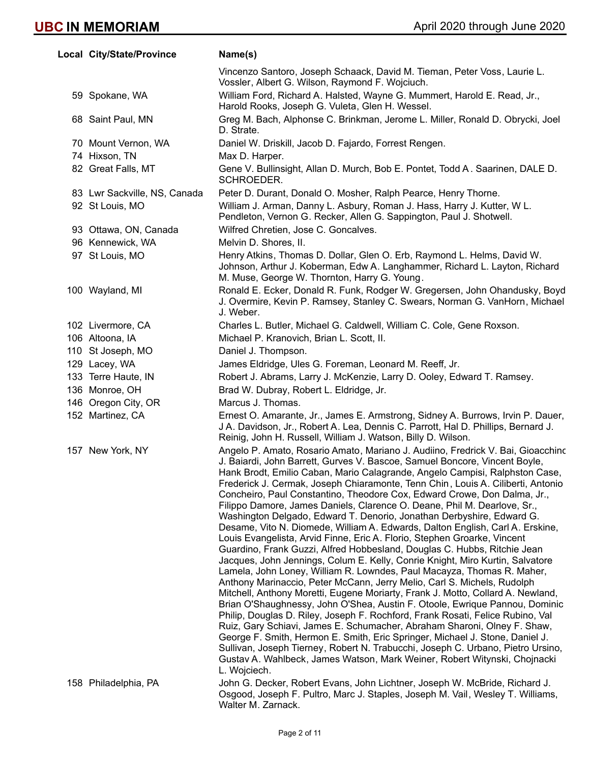| Local | City/State/Province | Name(s) |
|---|---|---|
| | | Vincenzo Santoro, Joseph Schaack, David M. Tieman, Peter Voss, Laurie L. Vossler, Albert G. Wilson, Raymond F. Wojciuch. |
| 59 | Spokane, WA | William Ford, Richard A. Halsted, Wayne G. Mummert, Harold E. Read, Jr., Harold Rooks, Joseph G. Vuleta, Glen H. Wessel. |
| 68 | Saint Paul, MN | Greg M. Bach, Alphonse C. Brinkman, Jerome L. Miller, Ronald D. Obrycki, Joel D. Strate. |
| 70 | Mount Vernon, WA | Daniel W. Driskill, Jacob D. Fajardo, Forrest Rengen. |
| 74 | Hixson, TN | Max D. Harper. |
| 82 | Great Falls, MT | Gene V. Bullinsight, Allan D. Murch, Bob E. Pontet, Todd A. Saarinen, DALE D. SCHROEDER. |
| 83 | Lwr Sackville, NS, Canada | Peter D. Durant, Donald O. Mosher, Ralph Pearce, Henry Thorne. |
| 92 | St Louis, MO | William J. Arman, Danny L. Asbury, Roman J. Hass, Harry J. Kutter, W L. Pendleton, Vernon G. Recker, Allen G. Sappington, Paul J. Shotwell. |
| 93 | Ottawa, ON, Canada | Wilfred Chretien, Jose C. Goncalves. |
| 96 | Kennewick, WA | Melvin D. Shores, II. |
| 97 | St Louis, MO | Henry Atkins, Thomas D. Dollar, Glen O. Erb, Raymond L. Helms, David W. Johnson, Arthur J. Koberman, Edw A. Langhammer, Richard L. Layton, Richard M. Muse, George W. Thornton, Harry G. Young. |
| 100 | Wayland, MI | Ronald E. Ecker, Donald R. Funk, Rodger W. Gregersen, John Ohandusky, Boyd J. Overmire, Kevin P. Ramsey, Stanley C. Swears, Norman G. VanHorn, Michael J. Weber. |
| 102 | Livermore, CA | Charles L. Butler, Michael G. Caldwell, William C. Cole, Gene Roxson. |
| 106 | Altoona, IA | Michael P. Kranovich, Brian L. Scott, II. |
| 110 | St Joseph, MO | Daniel J. Thompson. |
| 129 | Lacey, WA | James Eldridge, Ules G. Foreman, Leonard M. Reeff, Jr. |
| 133 | Terre Haute, IN | Robert J. Abrams, Larry J. McKenzie, Larry D. Ooley, Edward T. Ramsey. |
| 136 | Monroe, OH | Brad W. Dubray, Robert L. Eldridge, Jr. |
| 146 | Oregon City, OR | Marcus J. Thomas. |
| 152 | Martinez, CA | Ernest O. Amarante, Jr., James E. Armstrong, Sidney A. Burrows, Irvin P. Dauer, J A. Davidson, Jr., Robert A. Lea, Dennis C. Parrott, Hal D. Phillips, Bernard J. Reinig, John H. Russell, William J. Watson, Billy D. Wilson. |
| 157 | New York, NY | Angelo P. Amato, Rosario Amato, Mariano J. Audiino, Fredrick V. Bai, Gioacchino J. Baiardi, John Barrett, Gurves V. Bascoe, Samuel Boncore, Vincent Boyle, Hank Brodt, Emilio Caban, Mario Calagrande, Angelo Campisi, Ralphston Case, Frederick J. Cermak, Joseph Chiaramonte, Tenn Chin, Louis A. Ciliberti, Antonio Concheiro, Paul Constantino, Theodore Cox, Edward Crowe, Don Dalma, Jr., Filippo Damore, James Daniels, Clarence O. Deane, Phil M. Dearlove, Sr., Washington Delgado, Edward T. Denorio, Jonathan Derbyshire, Edward G. Desame, Vito N. Diomede, William A. Edwards, Dalton English, Carl A. Erskine, Louis Evangelista, Arvid Finne, Eric A. Florio, Stephen Groarke, Vincent Guardino, Frank Guzzi, Alfred Hobbesland, Douglas C. Hubbs, Ritchie Jean Jacques, John Jennings, Colum E. Kelly, Conrie Knight, Miro Kurtin, Salvatore Lamela, John Loney, William R. Lowndes, Paul Macayza, Thomas R. Maher, Anthony Marinaccio, Peter McCann, Jerry Melio, Carl S. Michels, Rudolph Mitchell, Anthony Moretti, Eugene Moriarty, Frank J. Motto, Collard A. Newland, Brian O'Shaughnessy, John O'Shea, Austin F. Otoole, Ewrique Pannou, Dominic Philip, Douglas D. Riley, Joseph F. Rochford, Frank Rosati, Felice Rubino, Val Ruiz, Gary Schiavi, James E. Schumacher, Abraham Sharoni, Olney F. Shaw, George F. Smith, Hermon E. Smith, Eric Springer, Michael J. Stone, Daniel J. Sullivan, Joseph Tierney, Robert N. Trabucchi, Joseph C. Urbano, Pietro Ursino, Gustav A. Wahlbeck, James Watson, Mark Weiner, Robert Witynski, Chojnacki L. Wojciech. |
| 158 | Philadelphia, PA | John G. Decker, Robert Evans, John Lichtner, Joseph W. McBride, Richard J. Osgood, Joseph F. Pultro, Marc J. Staples, Joseph M. Vail, Wesley T. Williams, Walter M. Zarnack. |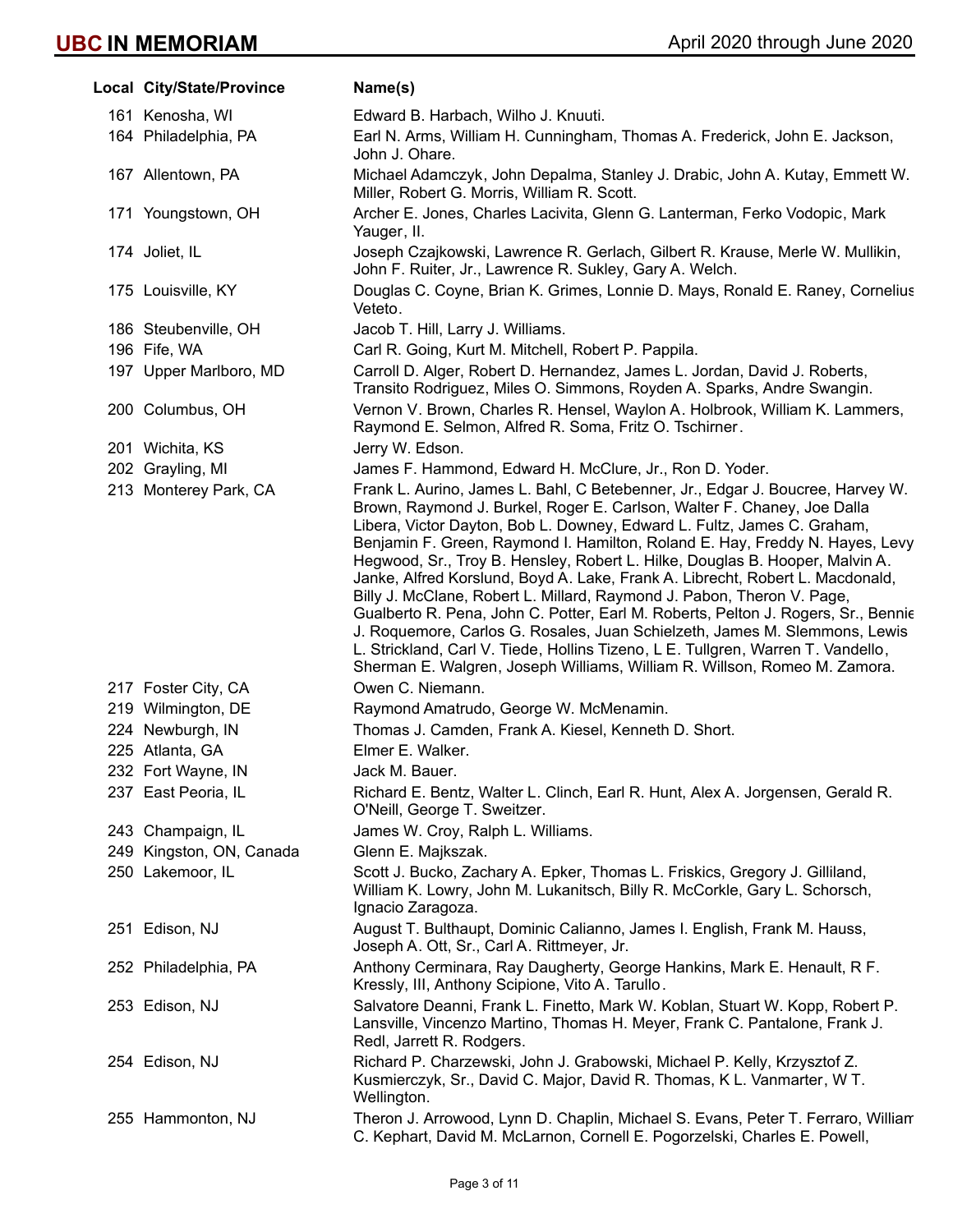| Local | City/State/Province | Name(s) |
|---|---|---|
| 161 | Kenosha, WI | Edward B. Harbach, Wilho J. Knuuti. |
| 164 | Philadelphia, PA | Earl N. Arms, William H. Cunningham, Thomas A. Frederick, John E. Jackson, John J. Ohare. |
| 167 | Allentown, PA | Michael Adamczyk, John Depalma, Stanley J. Drabic, John A. Kutay, Emmett W. Miller, Robert G. Morris, William R. Scott. |
| 171 | Youngstown, OH | Archer E. Jones, Charles Lacivita, Glenn G. Lanterman, Ferko Vodopic, Mark Yauger, II. |
| 174 | Joliet, IL | Joseph Czajkowski, Lawrence R. Gerlach, Gilbert R. Krause, Merle W. Mullikin, John F. Ruiter, Jr., Lawrence R. Sukley, Gary A. Welch. |
| 175 | Louisville, KY | Douglas C. Coyne, Brian K. Grimes, Lonnie D. Mays, Ronald E. Raney, Cornelius Veteto. |
| 186 | Steubenville, OH | Jacob T. Hill, Larry J. Williams. |
| 196 | Fife, WA | Carl R. Going, Kurt M. Mitchell, Robert P. Pappila. |
| 197 | Upper Marlboro, MD | Carroll D. Alger, Robert D. Hernandez, James L. Jordan, David J. Roberts, Transito Rodriguez, Miles O. Simmons, Royden A. Sparks, Andre Swangin. |
| 200 | Columbus, OH | Vernon V. Brown, Charles R. Hensel, Waylon A. Holbrook, William K. Lammers, Raymond E. Selmon, Alfred R. Soma, Fritz O. Tschirner. |
| 201 | Wichita, KS | Jerry W. Edson. |
| 202 | Grayling, MI | James F. Hammond, Edward H. McClure, Jr., Ron D. Yoder. |
| 213 | Monterey Park, CA | Frank L. Aurino, James L. Bahl, C Betebenner, Jr., Edgar J. Boucree, Harvey W. Brown, Raymond J. Burkel, Roger E. Carlson, Walter F. Chaney, Joe Dalla Libera, Victor Dayton, Bob L. Downey, Edward L. Fultz, James C. Graham, Benjamin F. Green, Raymond I. Hamilton, Roland E. Hay, Freddy N. Hayes, Levy Hegwood, Sr., Troy B. Hensley, Robert L. Hilke, Douglas B. Hooper, Malvin A. Janke, Alfred Korslund, Boyd A. Lake, Frank A. Librecht, Robert L. Macdonald, Billy J. McClane, Robert L. Millard, Raymond J. Pabon, Theron V. Page, Gualberto R. Pena, John C. Potter, Earl M. Roberts, Pelton J. Rogers, Sr., Bennie J. Roquemore, Carlos G. Rosales, Juan Schielzeth, James M. Slemmons, Lewis L. Strickland, Carl V. Tiede, Hollins Tizeno, L E. Tullgren, Warren T. Vandello, Sherman E. Walgren, Joseph Williams, William R. Willson, Romeo M. Zamora. |
| 217 | Foster City, CA | Owen C. Niemann. |
| 219 | Wilmington, DE | Raymond Amatrudo, George W. McMenamin. |
| 224 | Newburgh, IN | Thomas J. Camden, Frank A. Kiesel, Kenneth D. Short. |
| 225 | Atlanta, GA | Elmer E. Walker. |
| 232 | Fort Wayne, IN | Jack M. Bauer. |
| 237 | East Peoria, IL | Richard E. Bentz, Walter L. Clinch, Earl R. Hunt, Alex A. Jorgensen, Gerald R. O'Neill, George T. Sweitzer. |
| 243 | Champaign, IL | James W. Croy, Ralph L. Williams. |
| 249 | Kingston, ON, Canada | Glenn E. Majkszak. |
| 250 | Lakemoor, IL | Scott J. Bucko, Zachary A. Epker, Thomas L. Friskics, Gregory J. Gilliland, William K. Lowry, John M. Lukanitsch, Billy R. McCorkle, Gary L. Schorsch, Ignacio Zaragoza. |
| 251 | Edison, NJ | August T. Bulthaupt, Dominic Calianno, James I. English, Frank M. Hauss, Joseph A. Ott, Sr., Carl A. Rittmeyer, Jr. |
| 252 | Philadelphia, PA | Anthony Cerminara, Ray Daugherty, George Hankins, Mark E. Henault, R F. Kressly, III, Anthony Scipione, Vito A. Tarullo. |
| 253 | Edison, NJ | Salvatore Deanni, Frank L. Finetto, Mark W. Koblan, Stuart W. Kopp, Robert P. Lansville, Vincenzo Martino, Thomas H. Meyer, Frank C. Pantalone, Frank J. Redl, Jarrett R. Rodgers. |
| 254 | Edison, NJ | Richard P. Charzewski, John J. Grabowski, Michael P. Kelly, Krzysztof Z. Kusmierczyk, Sr., David C. Major, David R. Thomas, K L. Vanmarter, W T. Wellington. |
| 255 | Hammonton, NJ | Theron J. Arrowood, Lynn D. Chaplin, Michael S. Evans, Peter T. Ferraro, William C. Kephart, David M. McLarnon, Cornell E. Pogorzelski, Charles E. Powell, |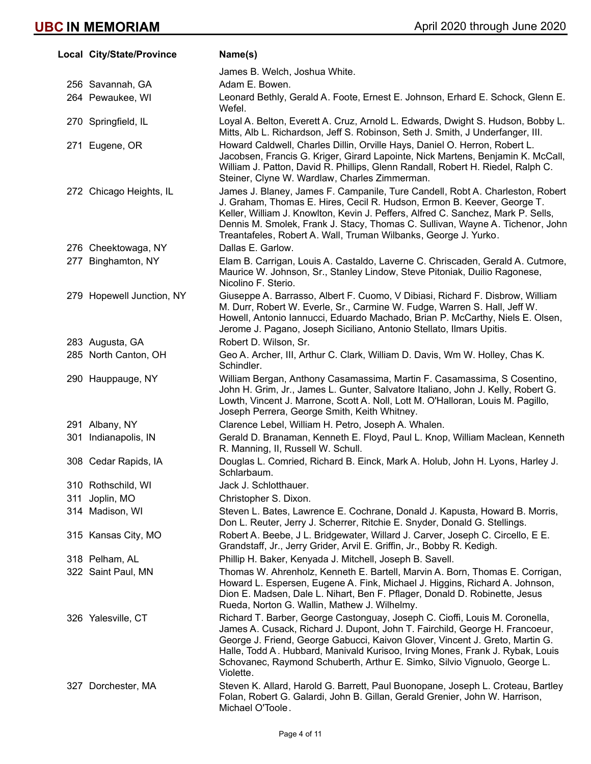| Local | City/State/Province | Name(s) |
|---|---|---|
| | | James B. Welch, Joshua White. |
| 256 | Savannah, GA | Adam E. Bowen. |
| 264 | Pewaukee, WI | Leonard Bethly, Gerald A. Foote, Ernest E. Johnson, Erhard E. Schock, Glenn E. Wefel. |
| 270 | Springfield, IL | Loyal A. Belton, Everett A. Cruz, Arnold L. Edwards, Dwight S. Hudson, Bobby L. Mitts, Alb L. Richardson, Jeff S. Robinson, Seth J. Smith, J Underfanger, III. |
| 271 | Eugene, OR | Howard Caldwell, Charles Dillin, Orville Hays, Daniel O. Herron, Robert L. Jacobsen, Francis G. Kriger, Girard Lapointe, Nick Martens, Benjamin K. McCall, William J. Patton, David R. Phillips, Glenn Randall, Robert H. Riedel, Ralph C. Steiner, Clyne W. Wardlaw, Charles Zimmerman. |
| 272 | Chicago Heights, IL | James J. Blaney, James F. Campanile, Ture Candell, Robt A. Charleston, Robert J. Graham, Thomas E. Hires, Cecil R. Hudson, Ermon B. Keever, George T. Keller, William J. Knowlton, Kevin J. Peffers, Alfred C. Sanchez, Mark P. Sells, Dennis M. Smolek, Frank J. Stacy, Thomas C. Sullivan, Wayne A. Tichenor, John Treantafeles, Robert A. Wall, Truman Wilbanks, George J. Yurko. |
| 276 | Cheektowaga, NY | Dallas E. Garlow. |
| 277 | Binghamton, NY | Elam B. Carrigan, Louis A. Castaldo, Laverne C. Chriscaden, Gerald A. Cutmore, Maurice W. Johnson, Sr., Stanley Lindow, Steve Pitoniak, Duilio Ragonese, Nicolino F. Sterio. |
| 279 | Hopewell Junction, NY | Giuseppe A. Barrasso, Albert F. Cuomo, V Dibiasi, Richard F. Disbrow, William M. Durr, Robert W. Everle, Sr., Carmine W. Fudge, Warren S. Hall, Jeff W. Howell, Antonio Iannucci, Eduardo Machado, Brian P. McCarthy, Niels E. Olsen, Jerome J. Pagano, Joseph Siciliano, Antonio Stellato, Ilmars Upitis. |
| 283 | Augusta, GA | Robert D. Wilson, Sr. |
| 285 | North Canton, OH | Geo A. Archer, III, Arthur C. Clark, William D. Davis, Wm W. Holley, Chas K. Schindler. |
| 290 | Hauppauge, NY | William Bergan, Anthony Casamassima, Martin F. Casamassima, S Cosentino, John H. Grim, Jr., James L. Gunter, Salvatore Italiano, John J. Kelly, Robert G. Lowth, Vincent J. Marrone, Scott A. Noll, Lott M. O'Halloran, Louis M. Pagillo, Joseph Perrera, George Smith, Keith Whitney. |
| 291 | Albany, NY | Clarence Lebel, William H. Petro, Joseph A. Whalen. |
| 301 | Indianapolis, IN | Gerald D. Branaman, Kenneth E. Floyd, Paul L. Knop, William Maclean, Kenneth R. Manning, II, Russell W. Schull. |
| 308 | Cedar Rapids, IA | Douglas L. Comried, Richard B. Einck, Mark A. Holub, John H. Lyons, Harley J. Schlarbaum. |
| 310 | Rothschild, WI | Jack J. Schlotthauer. |
| 311 | Joplin, MO | Christopher S. Dixon. |
| 314 | Madison, WI | Steven L. Bates, Lawrence E. Cochrane, Donald J. Kapusta, Howard B. Morris, Don L. Reuter, Jerry J. Scherrer, Ritchie E. Snyder, Donald G. Stellings. |
| 315 | Kansas City, MO | Robert A. Beebe, J L. Bridgewater, Willard J. Carver, Joseph C. Circello, E E. Grandstaff, Jr., Jerry Grider, Arvil E. Griffin, Jr., Bobby R. Kedigh. |
| 318 | Pelham, AL | Phillip H. Baker, Kenyada J. Mitchell, Joseph B. Savell. |
| 322 | Saint Paul, MN | Thomas W. Ahrenholz, Kenneth E. Bartell, Marvin A. Born, Thomas E. Corrigan, Howard L. Espersen, Eugene A. Fink, Michael J. Higgins, Richard A. Johnson, Dion E. Madsen, Dale L. Nihart, Ben F. Pflager, Donald D. Robinette, Jesus Rueda, Norton G. Wallin, Mathew J. Wilhelmy. |
| 326 | Yalesville, CT | Richard T. Barber, George Castonguay, Joseph C. Cioffi, Louis M. Coronella, James A. Cusack, Richard J. Dupont, John T. Fairchild, George H. Francoeur, George J. Friend, George Gabucci, Kaivon Glover, Vincent J. Greto, Martin G. Halle, Todd A . Hubbard, Manivald Kurisoo, Irving Mones, Frank J. Rybak, Louis Schovanec, Raymond Schuberth, Arthur E. Simko, Silvio Vignuolo, George L. Violette. |
| 327 | Dorchester, MA | Steven K. Allard, Harold G. Barrett, Paul Buonopane, Joseph L. Croteau, Bartley Folan, Robert G. Galardi, John B. Gillan, Gerald Grenier, John W. Harrison, Michael O'Toole. |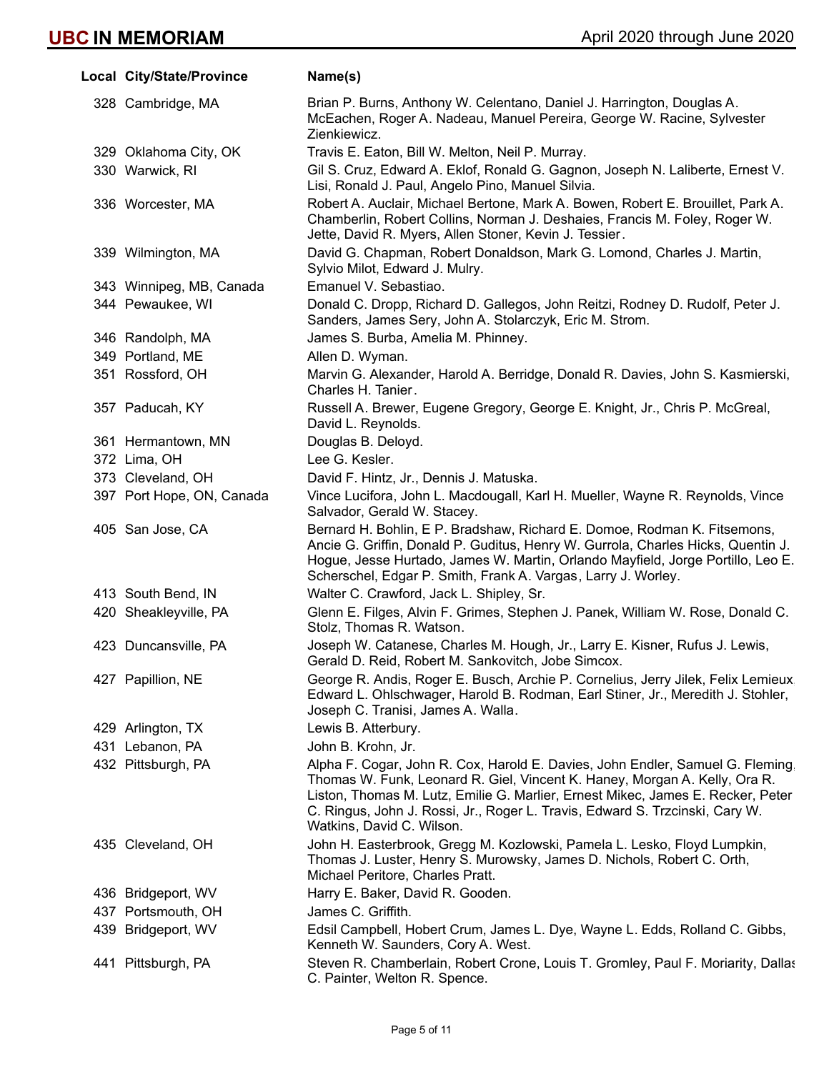| Local | City/State/Province | Name(s) |
|---|---|---|
| 328 | Cambridge, MA | Brian P. Burns, Anthony W. Celentano, Daniel J. Harrington, Douglas A. McEachen, Roger A. Nadeau, Manuel Pereira, George W. Racine, Sylvester Zienkiewicz. |
| 329 | Oklahoma City, OK | Travis E. Eaton, Bill W. Melton, Neil P. Murray. |
| 330 | Warwick, RI | Gil S. Cruz, Edward A. Eklof, Ronald G. Gagnon, Joseph N. Laliberte, Ernest V. Lisi, Ronald J. Paul, Angelo Pino, Manuel Silvia. |
| 336 | Worcester, MA | Robert A. Auclair, Michael Bertone, Mark A. Bowen, Robert E. Brouillet, Park A. Chamberlin, Robert Collins, Norman J. Deshaies, Francis M. Foley, Roger W. Jette, David R. Myers, Allen Stoner, Kevin J. Tessier. |
| 339 | Wilmington, MA | David G. Chapman, Robert Donaldson, Mark G. Lomond, Charles J. Martin, Sylvio Milot, Edward J. Mulry. |
| 343 | Winnipeg, MB, Canada | Emanuel V. Sebastiao. |
| 344 | Pewaukee, WI | Donald C. Dropp, Richard D. Gallegos, John Reitzi, Rodney D. Rudolf, Peter J. Sanders, James Sery, John A. Stolarczyk, Eric M. Strom. |
| 346 | Randolph, MA | James S. Burba, Amelia M. Phinney. |
| 349 | Portland, ME | Allen D. Wyman. |
| 351 | Rossford, OH | Marvin G. Alexander, Harold A. Berridge, Donald R. Davies, John S. Kasmierski, Charles H. Tanier. |
| 357 | Paducah, KY | Russell A. Brewer, Eugene Gregory, George E. Knight, Jr., Chris P. McGreal, David L. Reynolds. |
| 361 | Hermantown, MN | Douglas B. Deloyd. |
| 372 | Lima, OH | Lee G. Kesler. |
| 373 | Cleveland, OH | David F. Hintz, Jr., Dennis J. Matuska. |
| 397 | Port Hope, ON, Canada | Vince Lucifora, John L. Macdougall, Karl H. Mueller, Wayne R. Reynolds, Vince Salvador, Gerald W. Stacey. |
| 405 | San Jose, CA | Bernard H. Bohlin, E P. Bradshaw, Richard E. Domoe, Rodman K. Fitsemons, Ancie G. Griffin, Donald P. Guditus, Henry W. Gurrola, Charles Hicks, Quentin J. Hogue, Jesse Hurtado, James W. Martin, Orlando Mayfield, Jorge Portillo, Leo E. Scherschel, Edgar P. Smith, Frank A. Vargas, Larry J. Worley. |
| 413 | South Bend, IN | Walter C. Crawford, Jack L. Shipley, Sr. |
| 420 | Sheakleyville, PA | Glenn E. Filges, Alvin F. Grimes, Stephen J. Panek, William W. Rose, Donald C. Stolz, Thomas R. Watson. |
| 423 | Duncansville, PA | Joseph W. Catanese, Charles M. Hough, Jr., Larry E. Kisner, Rufus J. Lewis, Gerald D. Reid, Robert M. Sankovitch, Jobe Simcox. |
| 427 | Papillion, NE | George R. Andis, Roger E. Busch, Archie P. Cornelius, Jerry Jilek, Felix Lemieux, Edward L. Ohlschwager, Harold B. Rodman, Earl Stiner, Jr., Meredith J. Stohler, Joseph C. Tranisi, James A. Walla. |
| 429 | Arlington, TX | Lewis B. Atterbury. |
| 431 | Lebanon, PA | John B. Krohn, Jr. |
| 432 | Pittsburgh, PA | Alpha F. Cogar, John R. Cox, Harold E. Davies, John Endler, Samuel G. Fleming, Thomas W. Funk, Leonard R. Giel, Vincent K. Haney, Morgan A. Kelly, Ora R. Liston, Thomas M. Lutz, Emilie G. Marlier, Ernest Mikec, James E. Recker, Peter C. Ringus, John J. Rossi, Jr., Roger L. Travis, Edward S. Trzcinski, Cary W. Watkins, David C. Wilson. |
| 435 | Cleveland, OH | John H. Easterbrook, Gregg M. Kozlowski, Pamela L. Lesko, Floyd Lumpkin, Thomas J. Luster, Henry S. Murowsky, James D. Nichols, Robert C. Orth, Michael Peritore, Charles Pratt. |
| 436 | Bridgeport, WV | Harry E. Baker, David R. Gooden. |
| 437 | Portsmouth, OH | James C. Griffith. |
| 439 | Bridgeport, WV | Edsil Campbell, Hobert Crum, James L. Dye, Wayne L. Edds, Rolland C. Gibbs, Kenneth W. Saunders, Cory A. West. |
| 441 | Pittsburgh, PA | Steven R. Chamberlain, Robert Crone, Louis T. Gromley, Paul F. Moriarity, Dallas C. Painter, Welton R. Spence. |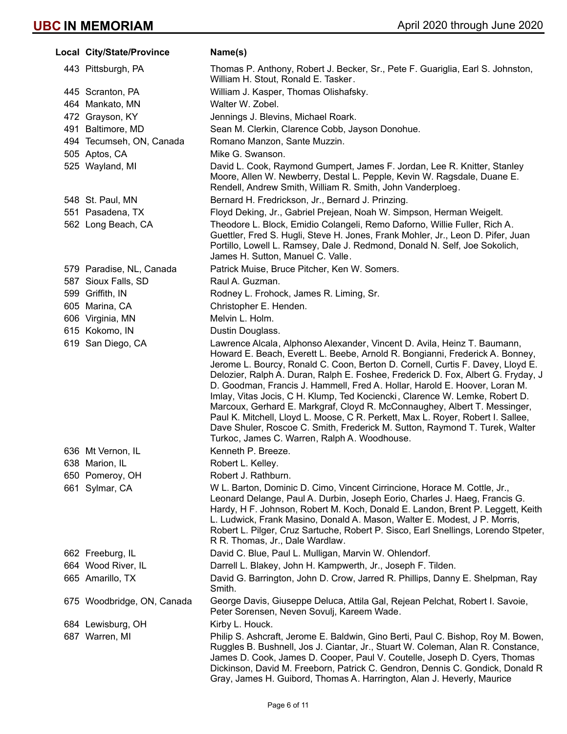| Local | City/State/Province | Name(s) |
|---|---|---|
| 443 | Pittsburgh, PA | Thomas P. Anthony, Robert J. Becker, Sr., Pete F. Guariglia, Earl S. Johnston, William H. Stout, Ronald E. Tasker. |
| 445 | Scranton, PA | William J. Kasper, Thomas Olishafsky. |
| 464 | Mankato, MN | Walter W. Zobel. |
| 472 | Grayson, KY | Jennings J. Blevins, Michael Roark. |
| 491 | Baltimore, MD | Sean M. Clerkin, Clarence Cobb, Jayson Donohue. |
| 494 | Tecumseh, ON, Canada | Romano Manzon, Sante Muzzin. |
| 505 | Aptos, CA | Mike G. Swanson. |
| 525 | Wayland, MI | David L. Cook, Raymond Gumpert, James F. Jordan, Lee R. Knitter, Stanley Moore, Allen W. Newberry, Destal L. Pepple, Kevin W. Ragsdale, Duane E. Rendell, Andrew Smith, William R. Smith, John Vanderploeg. |
| 548 | St. Paul, MN | Bernard H. Fredrickson, Jr., Bernard J. Prinzing. |
| 551 | Pasadena, TX | Floyd Deking, Jr., Gabriel Prejean, Noah W. Simpson, Herman Weigelt. |
| 562 | Long Beach, CA | Theodore L. Block, Emidio Colangeli, Remo Daforno, Willie Fuller, Rich A. Guettler, Fred S. Hugli, Steve H. Jones, Frank Mohler, Jr., Leon D. Pifer, Juan Portillo, Lowell L. Ramsey, Dale J. Redmond, Donald N. Self, Joe Sokolich, James H. Sutton, Manuel C. Valle. |
| 579 | Paradise, NL, Canada | Patrick Muise, Bruce Pitcher, Ken W. Somers. |
| 587 | Sioux Falls, SD | Raul A. Guzman. |
| 599 | Griffith, IN | Rodney L. Frohock, James R. Liming, Sr. |
| 605 | Marina, CA | Christopher E. Henden. |
| 606 | Virginia, MN | Melvin L. Holm. |
| 615 | Kokomo, IN | Dustin Douglass. |
| 619 | San Diego, CA | Lawrence Alcala, Alphonso Alexander, Vincent D. Avila, Heinz T. Baumann, Howard E. Beach, Everett L. Beebe, Arnold R. Bongianni, Frederick A. Bonney, Jerome L. Bourcy, Ronald C. Coon, Berton D. Cornell, Curtis F. Davey, Lloyd E. Delozier, Ralph A. Duran, Ralph E. Foshee, Frederick D. Fox, Albert G. Fryday, J D. Goodman, Francis J. Hammell, Fred A. Hollar, Harold E. Hoover, Loran M. Imlay, Vitas Jocis, C H. Klump, Ted Kociencki, Clarence W. Lemke, Robert D. Marcoux, Gerhard E. Markgraf, Cloyd R. McConnaughey, Albert T. Messinger, Paul K. Mitchell, Lloyd L. Moose, C R. Perkett, Max L. Royer, Robert I. Sallee, Dave Shuler, Roscoe C. Smith, Frederick M. Sutton, Raymond T. Turek, Walter Turkoc, James C. Warren, Ralph A. Woodhouse. |
| 636 | Mt Vernon, IL | Kenneth P. Breeze. |
| 638 | Marion, IL | Robert L. Kelley. |
| 650 | Pomeroy, OH | Robert J. Rathburn. |
| 661 | Sylmar, CA | W L. Barton, Dominic D. Cimo, Vincent Cirrincione, Horace M. Cottle, Jr., Leonard Delange, Paul A. Durbin, Joseph Eorio, Charles J. Haeg, Francis G. Hardy, H F. Johnson, Robert M. Koch, Donald E. Landon, Brent P. Leggett, Keith L. Ludwick, Frank Masino, Donald A. Mason, Walter E. Modest, J P. Morris, Robert L. Pilger, Cruz Sartuche, Robert P. Sisco, Earl Snellings, Lorendo Stpeter, R R. Thomas, Jr., Dale Wardlaw. |
| 662 | Freeburg, IL | David C. Blue, Paul L. Mulligan, Marvin W. Ohlendorf. |
| 664 | Wood River, IL | Darrell L. Blakey, John H. Kampwerth, Jr., Joseph F. Tilden. |
| 665 | Amarillo, TX | David G. Barrington, John D. Crow, Jarred R. Phillips, Danny E. Shelpman, Ray Smith. |
| 675 | Woodbridge, ON, Canada | George Davis, Giuseppe Deluca, Attila Gal, Rejean Pelchat, Robert I. Savoie, Peter Sorensen, Neven Sovulj, Kareem Wade. |
| 684 | Lewisburg, OH | Kirby L. Houck. |
| 687 | Warren, MI | Philip S. Ashcraft, Jerome E. Baldwin, Gino Berti, Paul C. Bishop, Roy M. Bowen, Ruggles B. Bushnell, Jos J. Ciantar, Jr., Stuart W. Coleman, Alan R. Constance, James D. Cook, James D. Cooper, Paul V. Coutelle, Joseph D. Cyers, Thomas Dickinson, David M. Freeborn, Patrick C. Gendron, Dennis C. Gondick, Donald R Gray, James H. Guibord, Thomas A. Harrington, Alan J. Heverly, Maurice |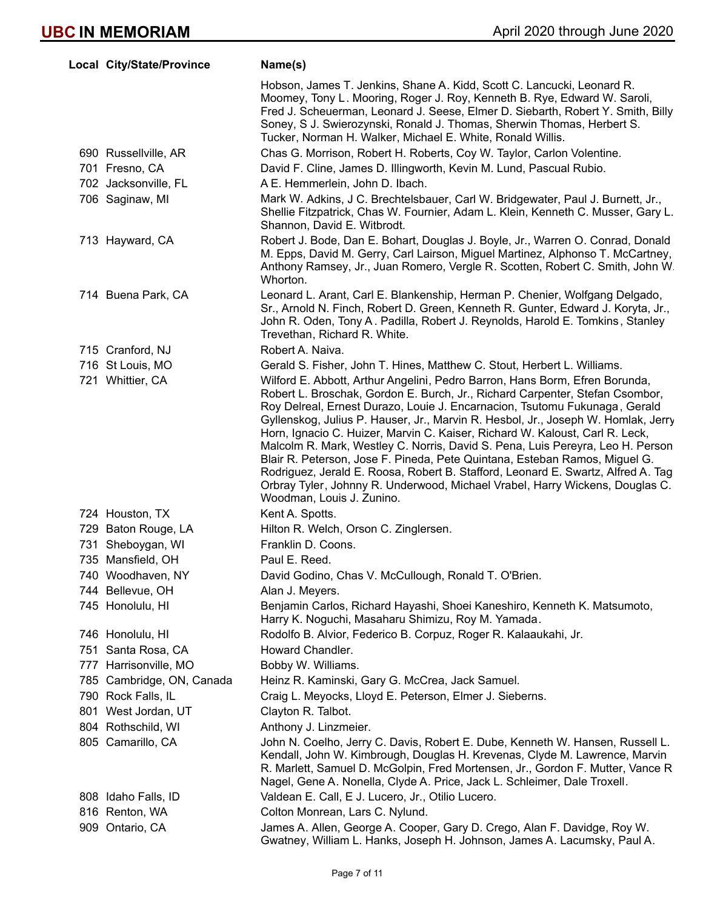| Local | City/State/Province | Name(s) |
|---|---|---|
| | | Hobson, James T. Jenkins, Shane A. Kidd, Scott C. Lancucki, Leonard R. Moomey, Tony L. Mooring, Roger J. Roy, Kenneth B. Rye, Edward W. Saroli, Fred J. Scheuerman, Leonard J. Seese, Elmer D. Siebarth, Robert Y. Smith, Billy Soney, S J. Swierozynski, Ronald J. Thomas, Sherwin Thomas, Herbert S. Tucker, Norman H. Walker, Michael E. White, Ronald Willis. |
| 690 | Russellville, AR | Chas G. Morrison, Robert H. Roberts, Coy W. Taylor, Carlon Volentine. |
| 701 | Fresno, CA | David F. Cline, James D. Illingworth, Kevin M. Lund, Pascual Rubio. |
| 702 | Jacksonville, FL | A E. Hemmerlein, John D. Ibach. |
| 706 | Saginaw, MI | Mark W. Adkins, J C. Brechtelsbauer, Carl W. Bridgewater, Paul J. Burnett, Jr., Shellie Fitzpatrick, Chas W. Fournier, Adam L. Klein, Kenneth C. Musser, Gary L. Shannon, David E. Witbrodt. |
| 713 | Hayward, CA | Robert J. Bode, Dan E. Bohart, Douglas J. Boyle, Jr., Warren O. Conrad, Donald M. Epps, David M. Gerry, Carl Lairson, Miguel Martinez, Alphonso T. McCartney, Anthony Ramsey, Jr., Juan Romero, Vergle R. Scotten, Robert C. Smith, John W. Whorton. |
| 714 | Buena Park, CA | Leonard L. Arant, Carl E. Blankenship, Herman P. Chenier, Wolfgang Delgado, Sr., Arnold N. Finch, Robert D. Green, Kenneth R. Gunter, Edward J. Koryta, Jr., John R. Oden, Tony A. Padilla, Robert J. Reynolds, Harold E. Tomkins, Stanley Trevethan, Richard R. White. |
| 715 | Cranford, NJ | Robert A. Naiva. |
| 716 | St Louis, MO | Gerald S. Fisher, John T. Hines, Matthew C. Stout, Herbert L. Williams. |
| 721 | Whittier, CA | Wilford E. Abbott, Arthur Angelini, Pedro Barron, Hans Borm, Efren Borunda, Robert L. Broschak, Gordon E. Burch, Jr., Richard Carpenter, Stefan Csombor, Roy Delreal, Ernest Durazo, Louie J. Encarnacion, Tsutomu Fukunaga, Gerald Gyllenskog, Julius P. Hauser, Jr., Marvin R. Hesbol, Jr., Joseph W. Homlak, Jerry Horn, Ignacio C. Huizer, Marvin C. Kaiser, Richard W. Kaloust, Carl R. Leck, Malcolm R. Mark, Westley C. Norris, David S. Pena, Luis Pereyra, Leo H. Person Blair R. Peterson, Jose F. Pineda, Pete Quintana, Esteban Ramos, Miguel G. Rodriguez, Jerald E. Roosa, Robert B. Stafford, Leonard E. Swartz, Alfred A. Tag Orbray Tyler, Johnny R. Underwood, Michael Vrabel, Harry Wickens, Douglas C. Woodman, Louis J. Zunino. |
| 724 | Houston, TX | Kent A. Spotts. |
| 729 | Baton Rouge, LA | Hilton R. Welch, Orson C. Zinglersen. |
| 731 | Sheboygan, WI | Franklin D. Coons. |
| 735 | Mansfield, OH | Paul E. Reed. |
| 740 | Woodhaven, NY | David Godino, Chas V. McCullough, Ronald T. O'Brien. |
| 744 | Bellevue, OH | Alan J. Meyers. |
| 745 | Honolulu, HI | Benjamin Carlos, Richard Hayashi, Shoei Kaneshiro, Kenneth K. Matsumoto, Harry K. Noguchi, Masaharu Shimizu, Roy M. Yamada. |
| 746 | Honolulu, HI | Rodolfo B. Alvior, Federico B. Corpuz, Roger R. Kalaaukahi, Jr. |
| 751 | Santa Rosa, CA | Howard Chandler. |
| 777 | Harrisonville, MO | Bobby W. Williams. |
| 785 | Cambridge, ON, Canada | Heinz R. Kaminski, Gary G. McCrea, Jack Samuel. |
| 790 | Rock Falls, IL | Craig L. Meyocks, Lloyd E. Peterson, Elmer J. Sieberns. |
| 801 | West Jordan, UT | Clayton R. Talbot. |
| 804 | Rothschild, WI | Anthony J. Linzmeier. |
| 805 | Camarillo, CA | John N. Coelho, Jerry C. Davis, Robert E. Dube, Kenneth W. Hansen, Russell L. Kendall, John W. Kimbrough, Douglas H. Krevenas, Clyde M. Lawrence, Marvin R. Marlett, Samuel D. McGolpin, Fred Mortensen, Jr., Gordon F. Mutter, Vance R Nagel, Gene A. Nonella, Clyde A. Price, Jack L. Schleimer, Dale Troxell. |
| 808 | Idaho Falls, ID | Valdean E. Call, E J. Lucero, Jr., Otilio Lucero. |
| 816 | Renton, WA | Colton Monrean, Lars C. Nylund. |
| 909 | Ontario, CA | James A. Allen, George A. Cooper, Gary D. Crego, Alan F. Davidge, Roy W. Gwatney, William L. Hanks, Joseph H. Johnson, James A. Lacumsky, Paul A. |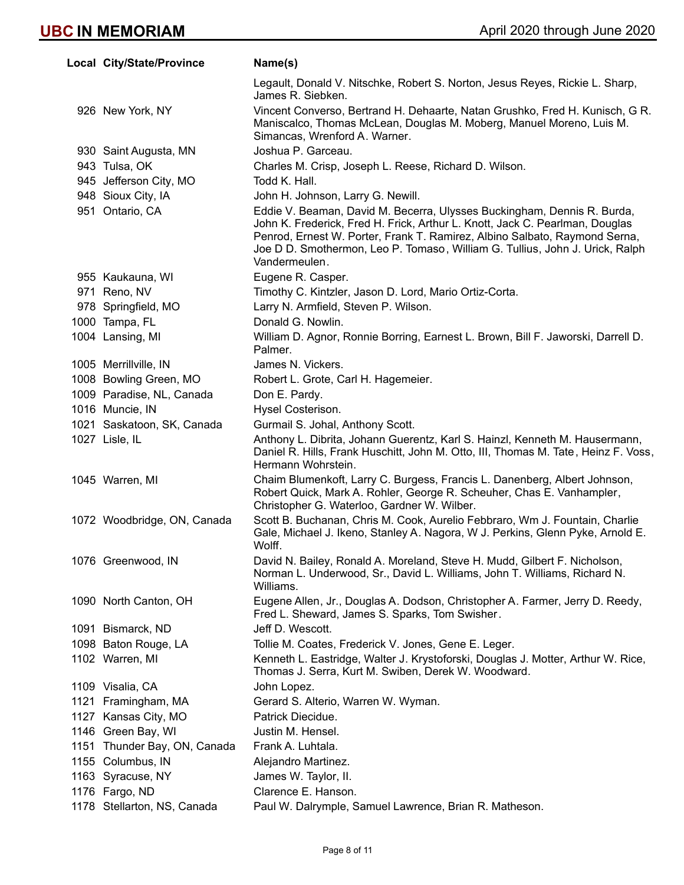| Local | City/State/Province | Name(s) |
|---|---|---|
| | | Legault, Donald V. Nitschke, Robert S. Norton, Jesus Reyes, Rickie L. Sharp, James R. Siebken. |
| 926 | New York, NY | Vincent Converso, Bertrand H. Dehaarte, Natan Grushko, Fred H. Kunisch, G R. Maniscalco, Thomas McLean, Douglas M. Moberg, Manuel Moreno, Luis M. Simancas, Wrenford A. Warner. |
| 930 | Saint Augusta, MN | Joshua P. Garceau. |
| 943 | Tulsa, OK | Charles M. Crisp, Joseph L. Reese, Richard D. Wilson. |
| 945 | Jefferson City, MO | Todd K. Hall. |
| 948 | Sioux City, IA | John H. Johnson, Larry G. Newill. |
| 951 | Ontario, CA | Eddie V. Beaman, David M. Becerra, Ulysses Buckingham, Dennis R. Burda, John K. Frederick, Fred H. Frick, Arthur L. Knott, Jack C. Pearlman, Douglas Penrod, Ernest W. Porter, Frank T. Ramirez, Albino Salbato, Raymond Serna, Joe D D. Smothermon, Leo P. Tomaso, William G. Tullius, John J. Urick, Ralph Vandermeulen. |
| 955 | Kaukauna, WI | Eugene R. Casper. |
| 971 | Reno, NV | Timothy C. Kintzler, Jason D. Lord, Mario Ortiz-Corta. |
| 978 | Springfield, MO | Larry N. Armfield, Steven P. Wilson. |
| 1000 | Tampa, FL | Donald G. Nowlin. |
| 1004 | Lansing, MI | William D. Agnor, Ronnie Borring, Earnest L. Brown, Bill F. Jaworski, Darrell D. Palmer. |
| 1005 | Merrillville, IN | James N. Vickers. |
| 1008 | Bowling Green, MO | Robert L. Grote, Carl H. Hagemeier. |
| 1009 | Paradise, NL, Canada | Don E. Pardy. |
| 1016 | Muncie, IN | Hysel Costerison. |
| 1021 | Saskatoon, SK, Canada | Gurmail S. Johal, Anthony Scott. |
| 1027 | Lisle, IL | Anthony L. Dibrita, Johann Guerentz, Karl S. Hainzl, Kenneth M. Hausermann, Daniel R. Hills, Frank Huschitt, John M. Otto, III, Thomas M. Tate, Heinz F. Voss, Hermann Wohrstein. |
| 1045 | Warren, MI | Chaim Blumenkoft, Larry C. Burgess, Francis L. Danenberg, Albert Johnson, Robert Quick, Mark A. Rohler, George R. Scheuher, Chas E. Vanhampler, Christopher G. Waterloo, Gardner W. Wilber. |
| 1072 | Woodbridge, ON, Canada | Scott B. Buchanan, Chris M. Cook, Aurelio Febbraro, Wm J. Fountain, Charlie Gale, Michael J. Ikeno, Stanley A. Nagora, W J. Perkins, Glenn Pyke, Arnold E. Wolff. |
| 1076 | Greenwood, IN | David N. Bailey, Ronald A. Moreland, Steve H. Mudd, Gilbert F. Nicholson, Norman L. Underwood, Sr., David L. Williams, John T. Williams, Richard N. Williams. |
| 1090 | North Canton, OH | Eugene Allen, Jr., Douglas A. Dodson, Christopher A. Farmer, Jerry D. Reedy, Fred L. Sheward, James S. Sparks, Tom Swisher. |
| 1091 | Bismarck, ND | Jeff D. Wescott. |
| 1098 | Baton Rouge, LA | Tollie M. Coates, Frederick V. Jones, Gene E. Leger. |
| 1102 | Warren, MI | Kenneth L. Eastridge, Walter J. Krystoforski, Douglas J. Motter, Arthur W. Rice, Thomas J. Serra, Kurt M. Swiben, Derek W. Woodward. |
| 1109 | Visalia, CA | John Lopez. |
| 1121 | Framingham, MA | Gerard S. Alterio, Warren W. Wyman. |
| 1127 | Kansas City, MO | Patrick Diecidue. |
| 1146 | Green Bay, WI | Justin M. Hensel. |
| 1151 | Thunder Bay, ON, Canada | Frank A. Luhtala. |
| 1155 | Columbus, IN | Alejandro Martinez. |
| 1163 | Syracuse, NY | James W. Taylor, II. |
| 1176 | Fargo, ND | Clarence E. Hanson. |
| 1178 | Stellarton, NS, Canada | Paul W. Dalrymple, Samuel Lawrence, Brian R. Matheson. |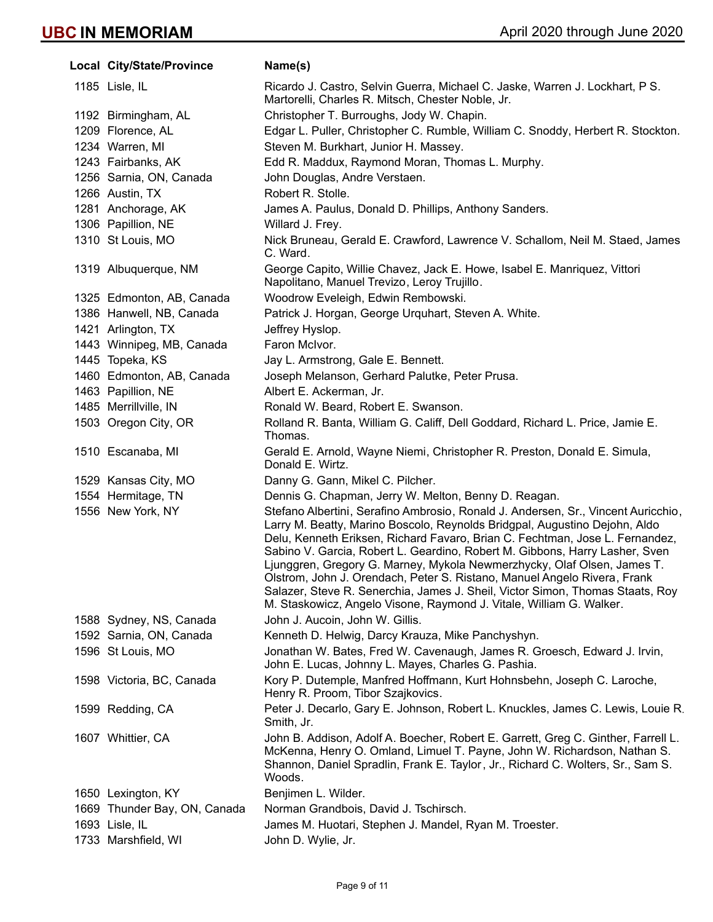| Local | City/State/Province | Name(s) |
|---|---|---|
| 1185 | Lisle, IL | Ricardo J. Castro, Selvin Guerra, Michael C. Jaske, Warren J. Lockhart, P S. Martorelli, Charles R. Mitsch, Chester Noble, Jr. |
| 1192 | Birmingham, AL | Christopher T. Burroughs, Jody W. Chapin. |
| 1209 | Florence, AL | Edgar L. Puller, Christopher C. Rumble, William C. Snoddy, Herbert R. Stockton. |
| 1234 | Warren, MI | Steven M. Burkhart, Junior H. Massey. |
| 1243 | Fairbanks, AK | Edd R. Maddux, Raymond Moran, Thomas L. Murphy. |
| 1256 | Sarnia, ON, Canada | John Douglas, Andre Verstaen. |
| 1266 | Austin, TX | Robert R. Stolle. |
| 1281 | Anchorage, AK | James A. Paulus, Donald D. Phillips, Anthony Sanders. |
| 1306 | Papillion, NE | Willard J. Frey. |
| 1310 | St Louis, MO | Nick Bruneau, Gerald E. Crawford, Lawrence V. Schallom, Neil M. Staed, James C. Ward. |
| 1319 | Albuquerque, NM | George Capito, Willie Chavez, Jack E. Howe, Isabel E. Manriquez, Vittori Napolitano, Manuel Trevizo, Leroy Trujillo. |
| 1325 | Edmonton, AB, Canada | Woodrow Eveleigh, Edwin Rembowski. |
| 1386 | Hanwell, NB, Canada | Patrick J. Horgan, George Urquhart, Steven A. White. |
| 1421 | Arlington, TX | Jeffrey Hyslop. |
| 1443 | Winnipeg, MB, Canada | Faron McIvor. |
| 1445 | Topeka, KS | Jay L. Armstrong, Gale E. Bennett. |
| 1460 | Edmonton, AB, Canada | Joseph Melanson, Gerhard Palutke, Peter Prusa. |
| 1463 | Papillion, NE | Albert E. Ackerman, Jr. |
| 1485 | Merrillville, IN | Ronald W. Beard, Robert E. Swanson. |
| 1503 | Oregon City, OR | Rolland R. Banta, William G. Califf, Dell Goddard, Richard L. Price, Jamie E. Thomas. |
| 1510 | Escanaba, MI | Gerald E. Arnold, Wayne Niemi, Christopher R. Preston, Donald E. Simula, Donald E. Wirtz. |
| 1529 | Kansas City, MO | Danny G. Gann, Mikel C. Pilcher. |
| 1554 | Hermitage, TN | Dennis G. Chapman, Jerry W. Melton, Benny D. Reagan. |
| 1556 | New York, NY | Stefano Albertini, Serafino Ambrosio, Ronald J. Andersen, Sr., Vincent Auricchio, Larry M. Beatty, Marino Boscolo, Reynolds Bridgpal, Augustino Dejohn, Aldo Delu, Kenneth Eriksen, Richard Favaro, Brian C. Fechtman, Jose L. Fernandez, Sabino V. Garcia, Robert L. Geardino, Robert M. Gibbons, Harry Lasher, Sven Ljunggren, Gregory G. Marney, Mykola Newmerzhycky, Olaf Olsen, James T. Olstrom, John J. Orendach, Peter S. Ristano, Manuel Angelo Rivera, Frank Salazer, Steve R. Senerchia, James J. Sheil, Victor Simon, Thomas Staats, Roy M. Staskowicz, Angelo Visone, Raymond J. Vitale, William G. Walker. |
| 1588 | Sydney, NS, Canada | John J. Aucoin, John W. Gillis. |
| 1592 | Sarnia, ON, Canada | Kenneth D. Helwig, Darcy Krauza, Mike Panchyshyn. |
| 1596 | St Louis, MO | Jonathan W. Bates, Fred W. Cavenaugh, James R. Groesch, Edward J. Irvin, John E. Lucas, Johnny L. Mayes, Charles G. Pashia. |
| 1598 | Victoria, BC, Canada | Kory P. Dutemple, Manfred Hoffmann, Kurt Hohnsbehn, Joseph C. Laroche, Henry R. Proom, Tibor Szajkovics. |
| 1599 | Redding, CA | Peter J. Decarlo, Gary E. Johnson, Robert L. Knuckles, James C. Lewis, Louie R. Smith, Jr. |
| 1607 | Whittier, CA | John B. Addison, Adolf A. Boecher, Robert E. Garrett, Greg C. Ginther, Farrell L. McKenna, Henry O. Omland, Limuel T. Payne, John W. Richardson, Nathan S. Shannon, Daniel Spradlin, Frank E. Taylor, Jr., Richard C. Wolters, Sr., Sam S. Woods. |
| 1650 | Lexington, KY | Benjimen L. Wilder. |
| 1669 | Thunder Bay, ON, Canada | Norman Grandbois, David J. Tschirsch. |
| 1693 | Lisle, IL | James M. Huotari, Stephen J. Mandel, Ryan M. Troester. |
| 1733 | Marshfield, WI | John D. Wylie, Jr. |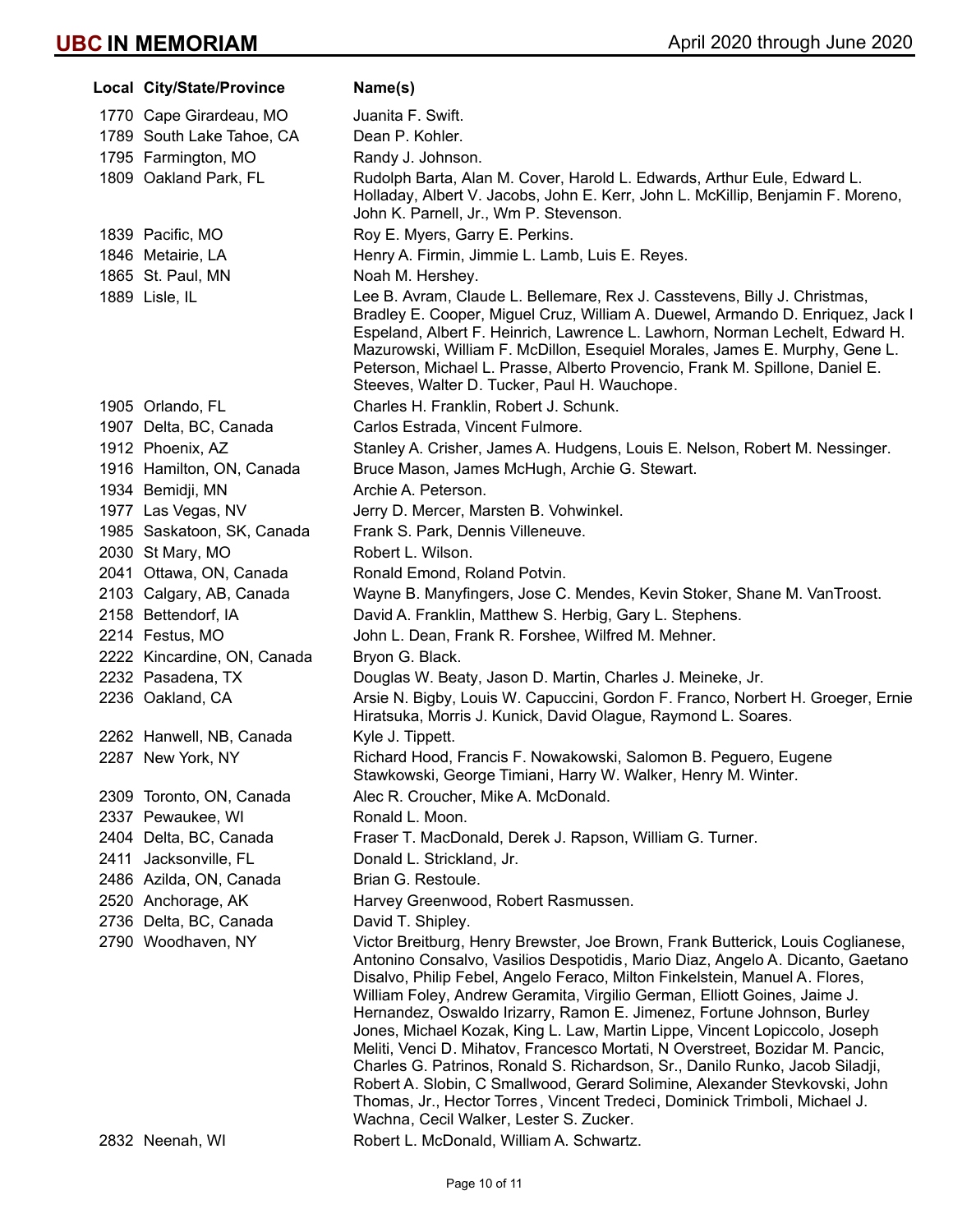| Local | City/State/Province | Name(s) |
|---|---|---|
| 1770 | Cape Girardeau, MO | Juanita F. Swift. |
| 1789 | South Lake Tahoe, CA | Dean P. Kohler. |
| 1795 | Farmington, MO | Randy J. Johnson. |
| 1809 | Oakland Park, FL | Rudolph Barta, Alan M. Cover, Harold L. Edwards, Arthur Eule, Edward L. Holladay, Albert V. Jacobs, John E. Kerr, John L. McKillip, Benjamin F. Moreno, John K. Parnell, Jr., Wm P. Stevenson. |
| 1839 | Pacific, MO | Roy E. Myers, Garry E. Perkins. |
| 1846 | Metairie, LA | Henry A. Firmin, Jimmie L. Lamb, Luis E. Reyes. |
| 1865 | St. Paul, MN | Noah M. Hershey. |
| 1889 | Lisle, IL | Lee B. Avram, Claude L. Bellemare, Rex J. Casstevens, Billy J. Christmas, Bradley E. Cooper, Miguel Cruz, William A. Duewel, Armando D. Enriquez, Jack I Espeland, Albert F. Heinrich, Lawrence L. Lawhorn, Norman Lechelt, Edward H. Mazurowski, William F. McDillon, Esequiel Morales, James E. Murphy, Gene L. Peterson, Michael L. Prasse, Alberto Provencio, Frank M. Spillone, Daniel E. Steeves, Walter D. Tucker, Paul H. Wauchope. |
| 1905 | Orlando, FL | Charles H. Franklin, Robert J. Schunk. |
| 1907 | Delta, BC, Canada | Carlos Estrada, Vincent Fulmore. |
| 1912 | Phoenix, AZ | Stanley A. Crisher, James A. Hudgens, Louis E. Nelson, Robert M. Nessinger. |
| 1916 | Hamilton, ON, Canada | Bruce Mason, James McHugh, Archie G. Stewart. |
| 1934 | Bemidji, MN | Archie A. Peterson. |
| 1977 | Las Vegas, NV | Jerry D. Mercer, Marsten B. Vohwinkel. |
| 1985 | Saskatoon, SK, Canada | Frank S. Park, Dennis Villeneuve. |
| 2030 | St Mary, MO | Robert L. Wilson. |
| 2041 | Ottawa, ON, Canada | Ronald Emond, Roland Potvin. |
| 2103 | Calgary, AB, Canada | Wayne B. Manyfingers, Jose C. Mendes, Kevin Stoker, Shane M. VanTroost. |
| 2158 | Bettendorf, IA | David A. Franklin, Matthew S. Herbig, Gary L. Stephens. |
| 2214 | Festus, MO | John L. Dean, Frank R. Forshee, Wilfred M. Mehner. |
| 2222 | Kincardine, ON, Canada | Bryon G. Black. |
| 2232 | Pasadena, TX | Douglas W. Beaty, Jason D. Martin, Charles J. Meineke, Jr. |
| 2236 | Oakland, CA | Arsie N. Bigby, Louis W. Capuccini, Gordon F. Franco, Norbert H. Groeger, Ernie Hiratsuka, Morris J. Kunick, David Olague, Raymond L. Soares. |
| 2262 | Hanwell, NB, Canada | Kyle J. Tippett. |
| 2287 | New York, NY | Richard Hood, Francis F. Nowakowski, Salomon B. Peguero, Eugene Stawkowski, George Timiani, Harry W. Walker, Henry M. Winter. |
| 2309 | Toronto, ON, Canada | Alec R. Croucher, Mike A. McDonald. |
| 2337 | Pewaukee, WI | Ronald L. Moon. |
| 2404 | Delta, BC, Canada | Fraser T. MacDonald, Derek J. Rapson, William G. Turner. |
| 2411 | Jacksonville, FL | Donald L. Strickland, Jr. |
| 2486 | Azilda, ON, Canada | Brian G. Restoule. |
| 2520 | Anchorage, AK | Harvey Greenwood, Robert Rasmussen. |
| 2736 | Delta, BC, Canada | David T. Shipley. |
| 2790 | Woodhaven, NY | Victor Breitburg, Henry Brewster, Joe Brown, Frank Butterick, Louis Coglianese, Antonino Consalvo, Vasilios Despotidis, Mario Diaz, Angelo A. Dicanto, Gaetano Disalvo, Philip Febel, Angelo Feraco, Milton Finkelstein, Manuel A. Flores, William Foley, Andrew Geramita, Virgilio German, Elliott Goines, Jaime J. Hernandez, Oswaldo Irizarry, Ramon E. Jimenez, Fortune Johnson, Burley Jones, Michael Kozak, King L. Law, Martin Lippe, Vincent Lopiccolo, Joseph Meliti, Venci D. Mihatov, Francesco Mortati, N Overstreet, Bozidar M. Pancic, Charles G. Patrinos, Ronald S. Richardson, Sr., Danilo Runko, Jacob Siladji, Robert A. Slobin, C Smallwood, Gerard Solimine, Alexander Stevkovski, John Thomas, Jr., Hector Torres, Vincent Tredeci, Dominick Trimboli, Michael J. Wachna, Cecil Walker, Lester S. Zucker. |
| 2832 | Neenah, WI | Robert L. McDonald, William A. Schwartz. |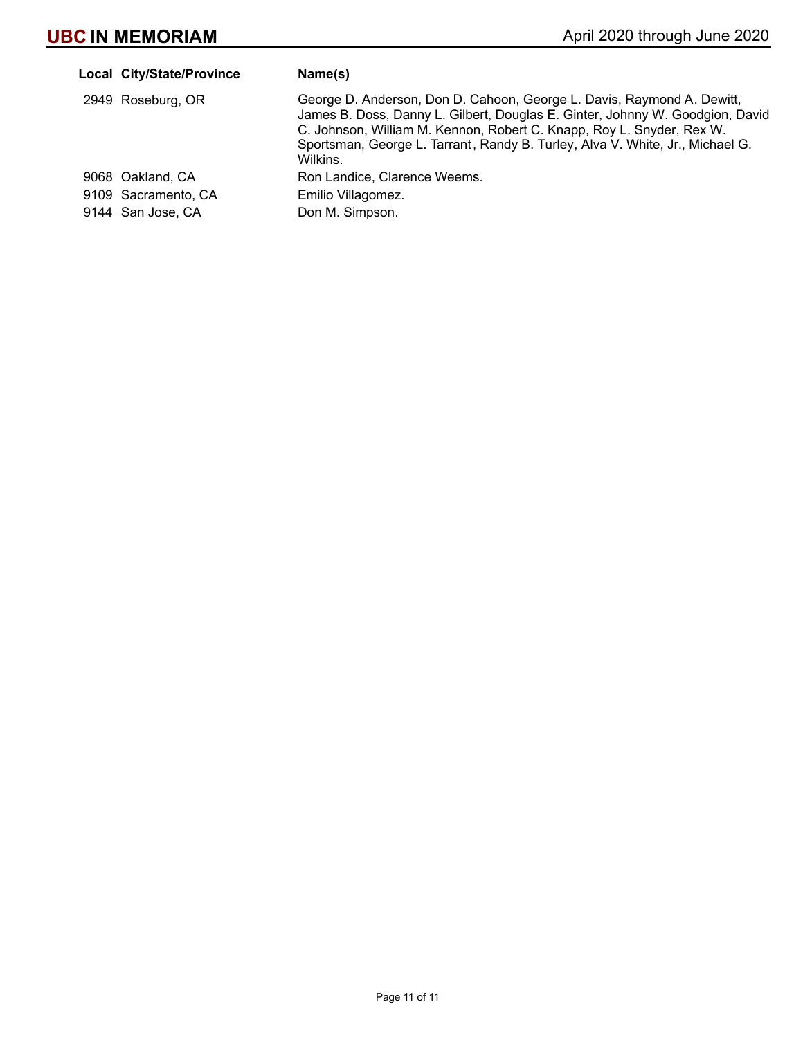| Local | City/State/Province | Name(s) |
|---|---|---|
| 2949 | Roseburg, OR | George D. Anderson, Don D. Cahoon, George L. Davis, Raymond A. Dewitt, James B. Doss, Danny L. Gilbert, Douglas E. Ginter, Johnny W. Goodgion, David C. Johnson, William M. Kennon, Robert C. Knapp, Roy L. Snyder, Rex W. Sportsman, George L. Tarrant, Randy B. Turley, Alva V. White, Jr., Michael G. Wilkins. |
| 9068 | Oakland, CA | Ron Landice, Clarence Weems. |
| 9109 | Sacramento, CA | Emilio Villagomez. |
| 9144 | San Jose, CA | Don M. Simpson. |